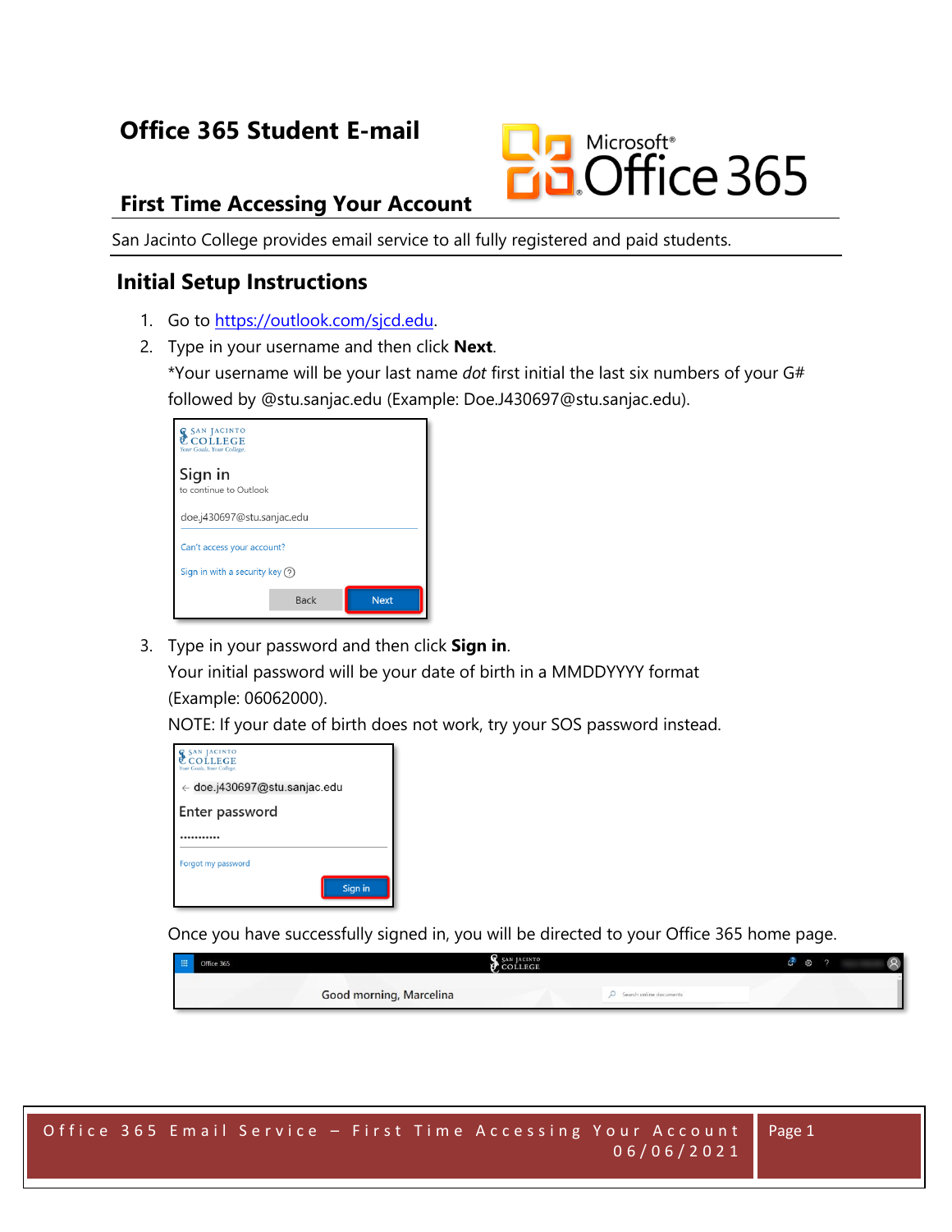# Office 365 Student E-mail

## First Time Accessing Your Account

San Jacinto College provides email service to all fully registered and paid students.

## Initial Setup Instructions

1. Go to [https://outlook.com/sjcd.edu](https://outlook.com/sjcd.edu).
2. Type in your username and then click **Next**.
   *Your username will be your last name *dot* first initial the last six numbers of your G# followed by @stu.sanjac.edu (Example: Doe.J430697@stu.sanjac.edu).
3. Type in your password and then click **Sign in**.
   Your initial password will be your date of birth in a MMDDYYYY format (Example: 06062000).
   NOTE: If your date of birth does not work, try your SOS password instead.

   Once you have successfully signed in, you will be directed to your Office 365 home page.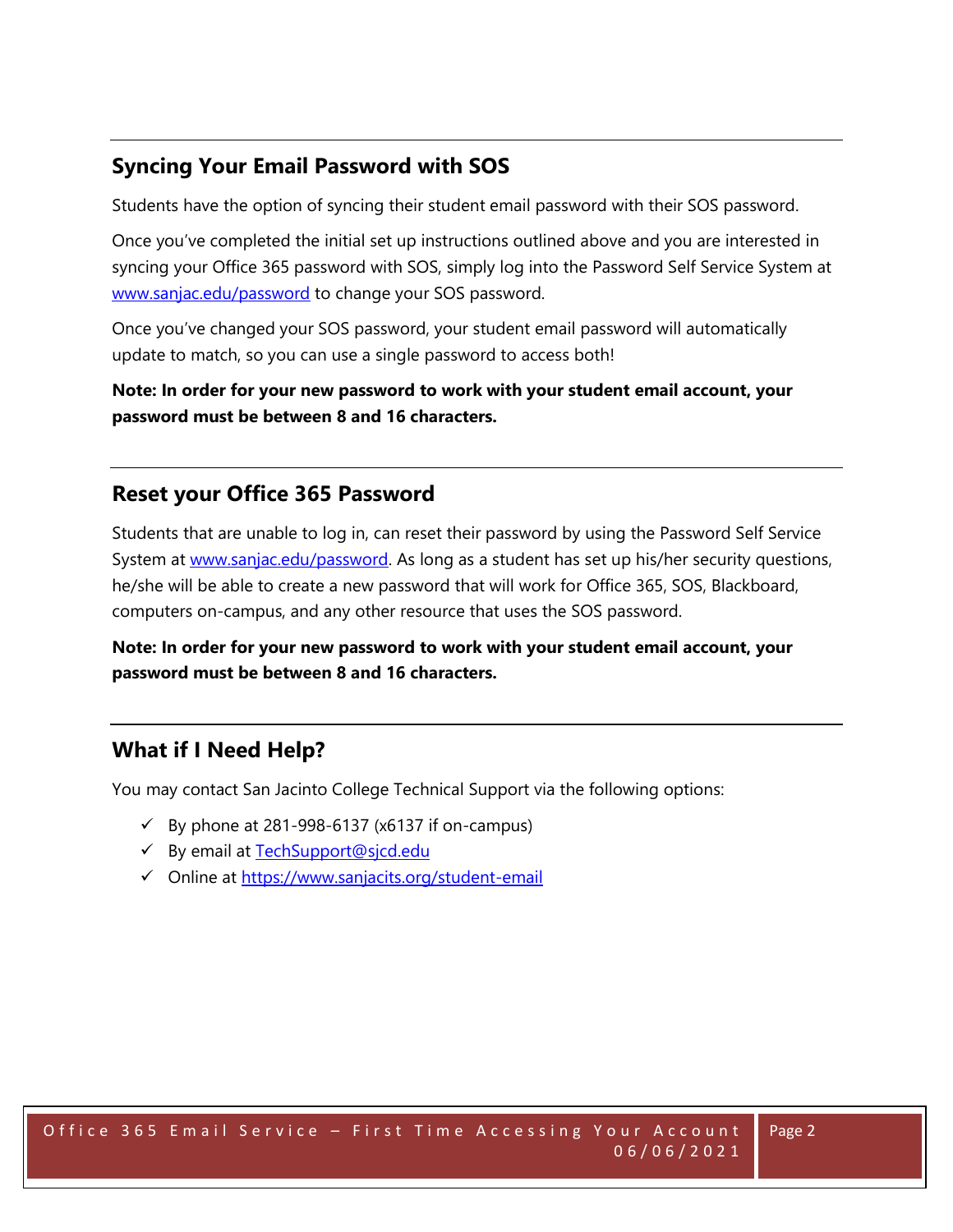## Syncing Your Email Password with SOS

Students have the option of syncing their student email password with their SOS password.

Once you've completed the initial set up instructions outlined above and you are interested in syncing your Office 365 password with SOS, simply log into the Password Self Service System at [www.sanjac.edu/password](http://www.sanjac.edu/password) to change your SOS password.

Once you've changed your SOS password, your student email password will automatically update to match, so you can use a single password to access both!

**Note: In order for your new password to work with your student email account, your password must be between 8 and 16 characters.**

## Reset your Office 365 Password

Students that are unable to log in, can reset their password by using the Password Self Service System at [www.sanjac.edu/password](http://www.sanjac.edu/password). As long as a student has set up his/her security questions, he/she will be able to create a new password that will work for Office 365, SOS, Blackboard, computers on-campus, and any other resource that uses the SOS password.

**Note: In order for your new password to work with your student email account, your password must be between 8 and 16 characters.**

## What if I Need Help?

You may contact San Jacinto College Technical Support via the following options:

- ✓ By phone at 281-998-6137 (x6137 if on-campus)
- ✓ By email at [TechSupport@sjcd.edu](mailto:TechSupport@sjcd.edu)
- ✓ Online at [https://www.sanjacits.org/student-email](https://www.sanjacits.org/student-email)